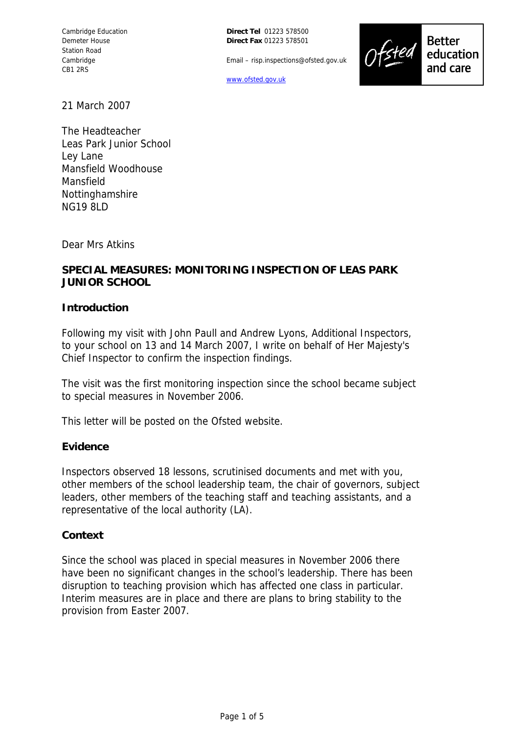Cambridge Education
Demeter House
Station Road
Cambridge
CB1 2RS

**Direct Tel** 01223 578500
**Direct Fax** 01223 578501

Email – risp.inspections@ofsted.gov.uk

www.ofsted.gov.uk

Ofsted Better education and care

21 March 2007

The Headteacher
Leas Park Junior School
Ley Lane
Mansfield Woodhouse
Mansfield
Nottinghamshire
NG19 8LD

Dear Mrs Atkins

**SPECIAL MEASURES: MONITORING INSPECTION OF LEAS PARK JUNIOR SCHOOL**

**Introduction**

Following my visit with John Paull and Andrew Lyons, Additional Inspectors, to your school on 13 and 14 March 2007, I write on behalf of Her Majesty's Chief Inspector to confirm the inspection findings.

The visit was the first monitoring inspection since the school became subject to special measures in November 2006.

This letter will be posted on the Ofsted website.

**Evidence**

Inspectors observed 18 lessons, scrutinised documents and met with you, other members of the school leadership team, the chair of governors, subject leaders, other members of the teaching staff and teaching assistants, and a representative of the local authority (LA).

**Context**

Since the school was placed in special measures in November 2006 there have been no significant changes in the school's leadership. There has been disruption to teaching provision which has affected one class in particular. Interim measures are in place and there are plans to bring stability to the provision from Easter 2007.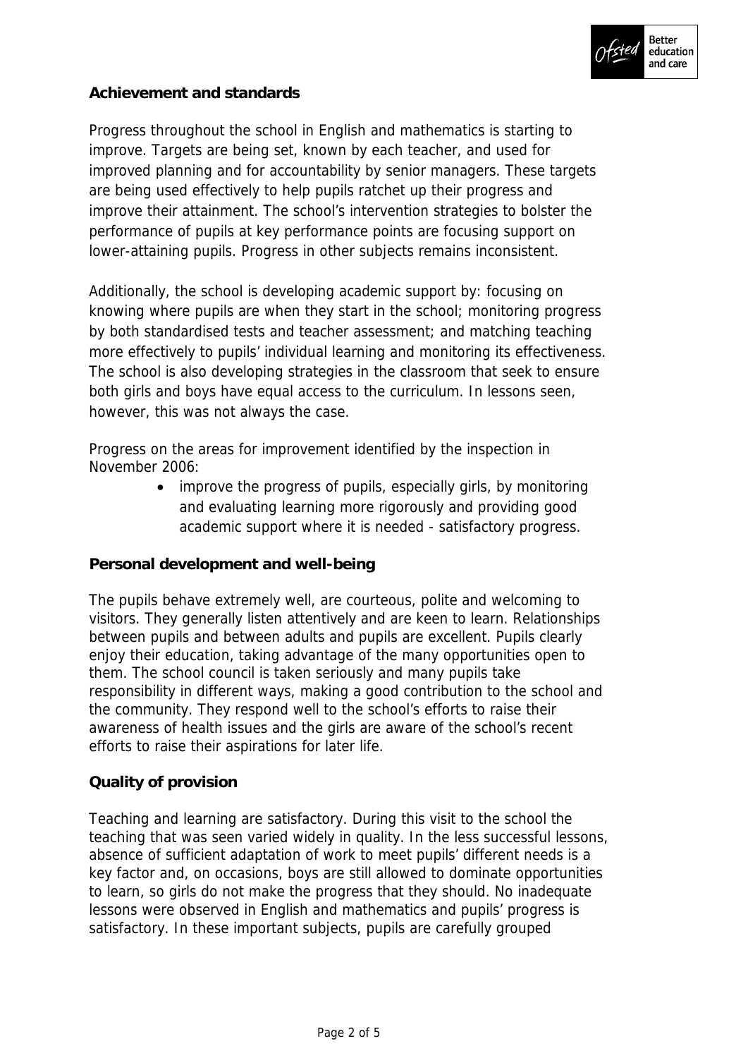**Achievement and standards**

Progress throughout the school in English and mathematics is starting to improve. Targets are being set, known by each teacher, and used for improved planning and for accountability by senior managers. These targets are being used effectively to help pupils ratchet up their progress and improve their attainment. The school's intervention strategies to bolster the performance of pupils at key performance points are focusing support on lower-attaining pupils. Progress in other subjects remains inconsistent.

Additionally, the school is developing academic support by: focusing on knowing where pupils are when they start in the school; monitoring progress by both standardised tests and teacher assessment; and matching teaching more effectively to pupils' individual learning and monitoring its effectiveness. The school is also developing strategies in the classroom that seek to ensure both girls and boys have equal access to the curriculum. In lessons seen, however, this was not always the case.

Progress on the areas for improvement identified by the inspection in November 2006:

- improve the progress of pupils, especially girls, by monitoring and evaluating learning more rigorously and providing good academic support where it is needed - satisfactory progress.

**Personal development and well-being**

The pupils behave extremely well, are courteous, polite and welcoming to visitors. They generally listen attentively and are keen to learn. Relationships between pupils and between adults and pupils are excellent. Pupils clearly enjoy their education, taking advantage of the many opportunities open to them. The school council is taken seriously and many pupils take responsibility in different ways, making a good contribution to the school and the community. They respond well to the school's efforts to raise their awareness of health issues and the girls are aware of the school's recent efforts to raise their aspirations for later life.

**Quality of provision**

Teaching and learning are satisfactory. During this visit to the school the teaching that was seen varied widely in quality. In the less successful lessons, absence of sufficient adaptation of work to meet pupils' different needs is a key factor and, on occasions, boys are still allowed to dominate opportunities to learn, so girls do not make the progress that they should. No inadequate lessons were observed in English and mathematics and pupils' progress is satisfactory. In these important subjects, pupils are carefully grouped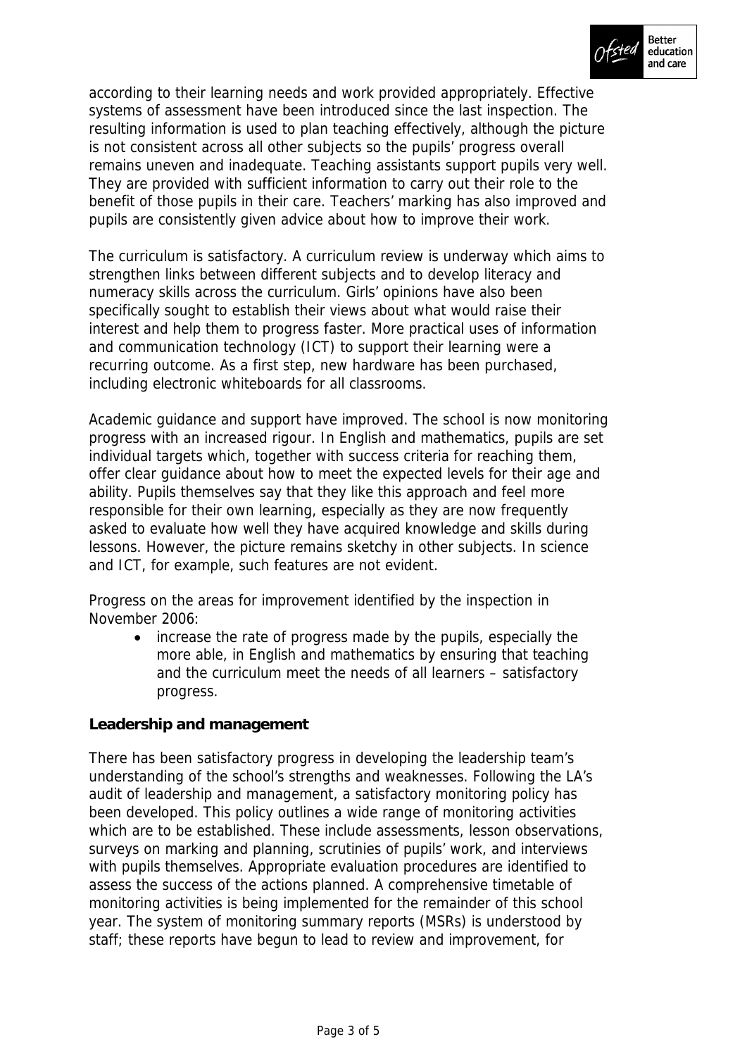according to their learning needs and work provided appropriately. Effective systems of assessment have been introduced since the last inspection. The resulting information is used to plan teaching effectively, although the picture is not consistent across all other subjects so the pupils' progress overall remains uneven and inadequate. Teaching assistants support pupils very well. They are provided with sufficient information to carry out their role to the benefit of those pupils in their care. Teachers' marking has also improved and pupils are consistently given advice about how to improve their work.

The curriculum is satisfactory. A curriculum review is underway which aims to strengthen links between different subjects and to develop literacy and numeracy skills across the curriculum. Girls' opinions have also been specifically sought to establish their views about what would raise their interest and help them to progress faster. More practical uses of information and communication technology (ICT) to support their learning were a recurring outcome. As a first step, new hardware has been purchased, including electronic whiteboards for all classrooms.

Academic guidance and support have improved. The school is now monitoring progress with an increased rigour. In English and mathematics, pupils are set individual targets which, together with success criteria for reaching them, offer clear guidance about how to meet the expected levels for their age and ability. Pupils themselves say that they like this approach and feel more responsible for their own learning, especially as they are now frequently asked to evaluate how well they have acquired knowledge and skills during lessons. However, the picture remains sketchy in other subjects. In science and ICT, for example, such features are not evident.

Progress on the areas for improvement identified by the inspection in November 2006:

- increase the rate of progress made by the pupils, especially the more able, in English and mathematics by ensuring that teaching and the curriculum meet the needs of all learners – satisfactory progress.

**Leadership and management**

There has been satisfactory progress in developing the leadership team's understanding of the school's strengths and weaknesses. Following the LA's audit of leadership and management, a satisfactory monitoring policy has been developed. This policy outlines a wide range of monitoring activities which are to be established. These include assessments, lesson observations, surveys on marking and planning, scrutinies of pupils' work, and interviews with pupils themselves. Appropriate evaluation procedures are identified to assess the success of the actions planned. A comprehensive timetable of monitoring activities is being implemented for the remainder of this school year. The system of monitoring summary reports (MSRs) is understood by staff; these reports have begun to lead to review and improvement, for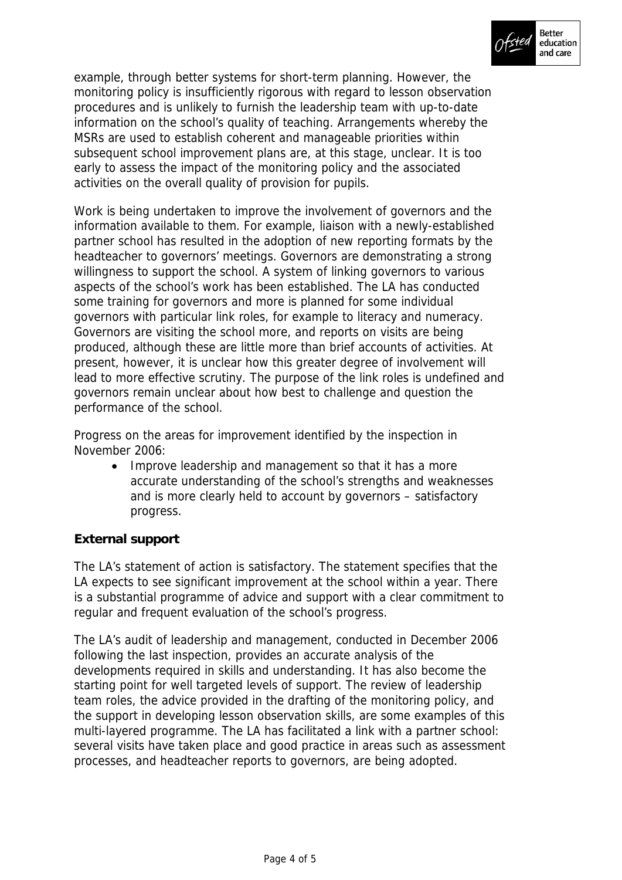example, through better systems for short-term planning. However, the monitoring policy is insufficiently rigorous with regard to lesson observation procedures and is unlikely to furnish the leadership team with up-to-date information on the school's quality of teaching. Arrangements whereby the MSRs are used to establish coherent and manageable priorities within subsequent school improvement plans are, at this stage, unclear. It is too early to assess the impact of the monitoring policy and the associated activities on the overall quality of provision for pupils.

Work is being undertaken to improve the involvement of governors and the information available to them. For example, liaison with a newly-established partner school has resulted in the adoption of new reporting formats by the headteacher to governors' meetings. Governors are demonstrating a strong willingness to support the school. A system of linking governors to various aspects of the school's work has been established. The LA has conducted some training for governors and more is planned for some individual governors with particular link roles, for example to literacy and numeracy. Governors are visiting the school more, and reports on visits are being produced, although these are little more than brief accounts of activities. At present, however, it is unclear how this greater degree of involvement will lead to more effective scrutiny. The purpose of the link roles is undefined and governors remain unclear about how best to challenge and question the performance of the school.

Progress on the areas for improvement identified by the inspection in November 2006:

- Improve leadership and management so that it has a more accurate understanding of the school's strengths and weaknesses and is more clearly held to account by governors – satisfactory progress.

**External support**

The LA's statement of action is satisfactory. The statement specifies that the LA expects to see significant improvement at the school within a year. There is a substantial programme of advice and support with a clear commitment to regular and frequent evaluation of the school's progress.

The LA's audit of leadership and management, conducted in December 2006 following the last inspection, provides an accurate analysis of the developments required in skills and understanding. It has also become the starting point for well targeted levels of support. The review of leadership team roles, the advice provided in the drafting of the monitoring policy, and the support in developing lesson observation skills, are some examples of this multi-layered programme. The LA has facilitated a link with a partner school: several visits have taken place and good practice in areas such as assessment processes, and headteacher reports to governors, are being adopted.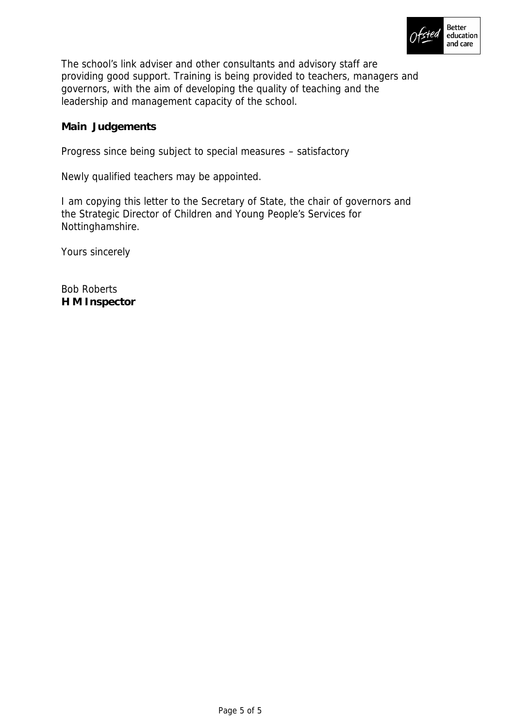The school's link adviser and other consultants and advisory staff are providing good support. Training is being provided to teachers, managers and governors, with the aim of developing the quality of teaching and the leadership and management capacity of the school.

**Main Judgements**

Progress since being subject to special measures – satisfactory

Newly qualified teachers may be appointed.

I am copying this letter to the Secretary of State, the chair of governors and the Strategic Director of Children and Young People's Services for Nottinghamshire.

Yours sincerely

Bob Roberts
**H M Inspector**